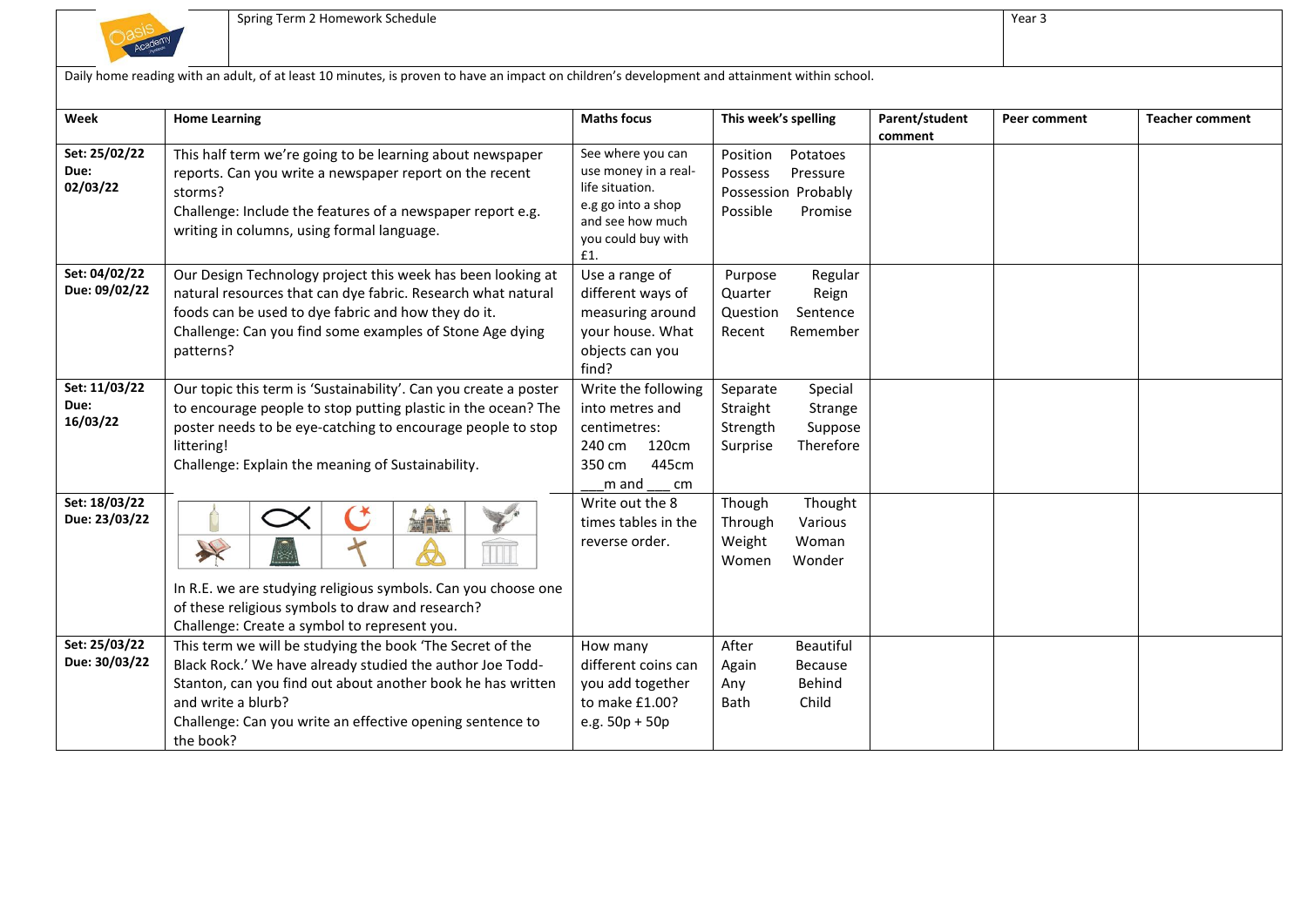| | Spring Term 2 Homework Schedule | Year 3 |
|---|---|---|

Daily home reading with an adult, of at least 10 minutes, is proven to have an impact on children's development and attainment within school.

| Week | Home Learning | Maths focus | This week's spelling | Parent/student comment | Peer comment | Teacher comment |
|---|---|---|---|---|---|---|
| **Set: 25/02/22 Due: 02/03/22** | This half term we're going to be learning about newspaper reports. Can you write a newspaper report on the recent storms?<br>Challenge: Include the features of a newspaper report e.g. writing in columns, using formal language. | See where you can use money in a real-life situation. e.g go into a shop and see how much you could buy with £1. | Position Potatoes<br>Possess Pressure<br>Possession Probably<br>Possible Promise | | | |
| **Set: 04/02/22 Due: 09/02/22** | Our Design Technology project this week has been looking at natural resources that can dye fabric. Research what natural foods can be used to dye fabric and how they do it.<br>Challenge: Can you find some examples of Stone Age dying patterns? | Use a range of different ways of measuring around your house. What objects can you find? | Purpose Regular<br>Quarter Reign<br>Question Sentence<br>Recent Remember | | | |
| **Set: 11/03/22 Due: 16/03/22** | Our topic this term is 'Sustainability'. Can you create a poster to encourage people to stop putting plastic in the ocean? The poster needs to be eye-catching to encourage people to stop littering!<br>Challenge: Explain the meaning of Sustainability. | Write the following into metres and centimetres:<br>240 cm 120cm<br>350 cm 445cm<br>___m and ___ cm | Separate Special<br>Straight Strange<br>Strength Suppose<br>Surprise Therefore | | | |
| **Set: 18/03/22 Due: 23/03/22** | In R.E. we are studying religious symbols. Can you choose one of these religious symbols to draw and research?<br>Challenge: Create a symbol to represent you. | Write out the 8 times tables in the reverse order. | Though Thought<br>Through Various<br>Weight Woman<br>Women Wonder | | | |
| **Set: 25/03/22 Due: 30/03/22** | This term we will be studying the book 'The Secret of the Black Rock.' We have already studied the author Joe Todd-Stanton, can you find out about another book he has written and write a blurb?<br>Challenge: Can you write an effective opening sentence to the book? | How many different coins can you add together to make £1.00? e.g. 50p + 50p | After Beautiful<br>Again Because<br>Any Behind<br>Bath Child | | | |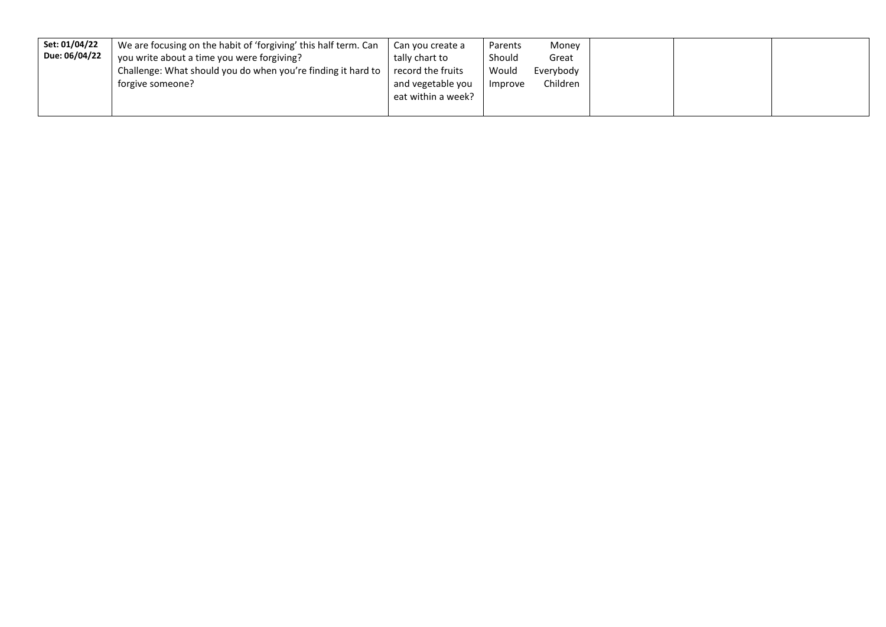| | | | | | | |
|---|---|---|---|---|---|---|
| **Set: 01/04/22** **Due: 06/04/22** | We are focusing on the habit of 'forgiving' this half term. Can you write about a time you were forgiving? Challenge: What should you do when you're finding it hard to forgive someone? | Can you create a tally chart to record the fruits and vegetable you eat within a week? | Parents Money Should Great Would Everybody Improve Children | | | |